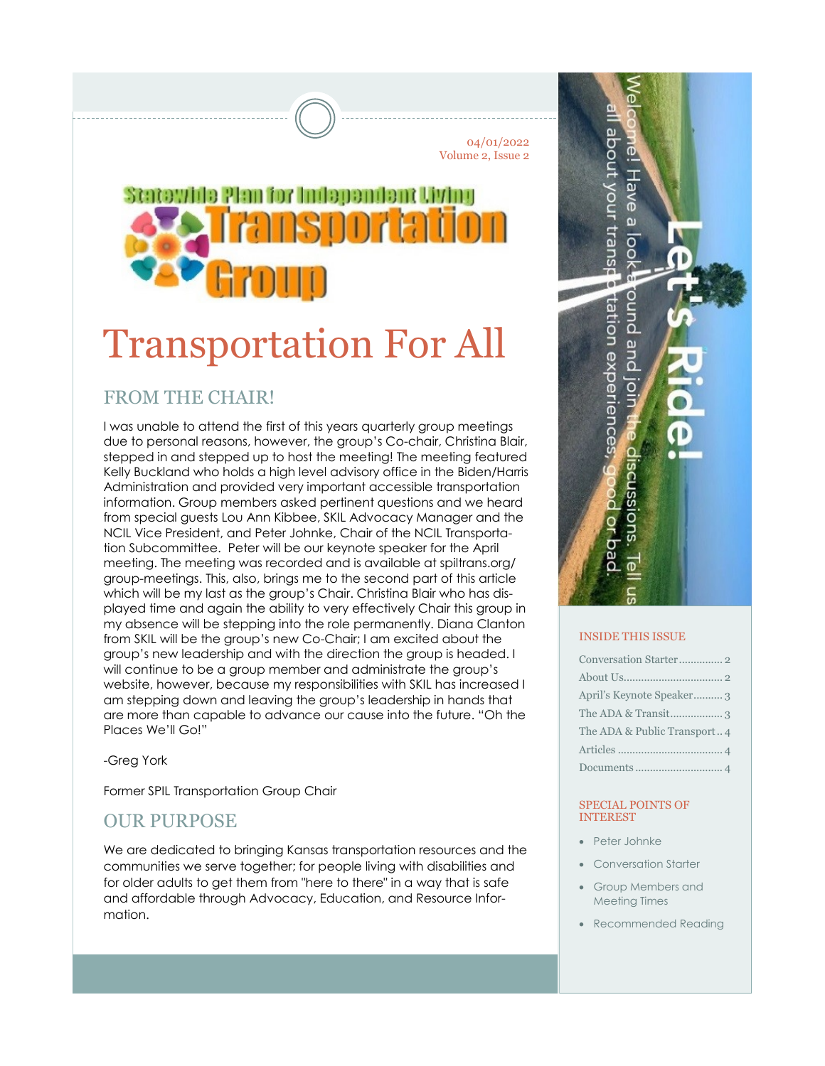04/01/2022
Volume 2, Issue 2

Statewide Plan for Independent Living Transportation Group

# Transportation For All

## FROM THE CHAIR!

I was unable to attend the first of this years quarterly group meetings due to personal reasons, however, the group's Co-chair, Christina Blair, stepped in and stepped up to host the meeting! The meeting featured Kelly Buckland who holds a high level advisory office in the Biden/Harris Administration and provided very important accessible transportation information. Group members asked pertinent questions and we heard from special guests Lou Ann Kibbee, SKIL Advocacy Manager and the NCIL Vice President, and Peter Johnke, Chair of the NCIL Transportation Subcommittee. Peter will be our keynote speaker for the April meeting. The meeting was recorded and is available at spiltrans.org/group-meetings. This, also, brings me to the second part of this article which will be my last as the group's Chair. Christina Blair who has displayed time and again the ability to very effectively Chair this group in my absence will be stepping into the role permanently. Diana Clanton from SKIL will be the group's new Co-Chair; I am excited about the group's new leadership and with the direction the group is headed. I will continue to be a group member and administrate the group's website, however, because my responsibilities with SKIL has increased I am stepping down and leaving the group's leadership in hands that are more than capable to advance our cause into the future. "Oh the Places We'll Go!"

-Greg York

Former SPIL Transportation Group Chair

## OUR PURPOSE

We are dedicated to bringing Kansas transportation resources and the communities we serve together; for people living with disabilities and for older adults to get them from "here to there" in a way that is safe and affordable through Advocacy, Education, and Resource Information.

**Let's Ride!**

Welcome! Have a look around and join the discussions. Tell us all about your transportation experiences, good or bad.

### INSIDE THIS ISSUE

- Conversation Starter ..... 2
- About Us ..... 2
- April's Keynote Speaker ..... 3
- The ADA & Transit ..... 3
- The ADA & Public Transport .. 4
- Articles ..... 4
- Documents ..... 4

### SPECIAL POINTS OF INTEREST

- Peter Johnke
- Conversation Starter
- Group Members and Meeting Times
- Recommended Reading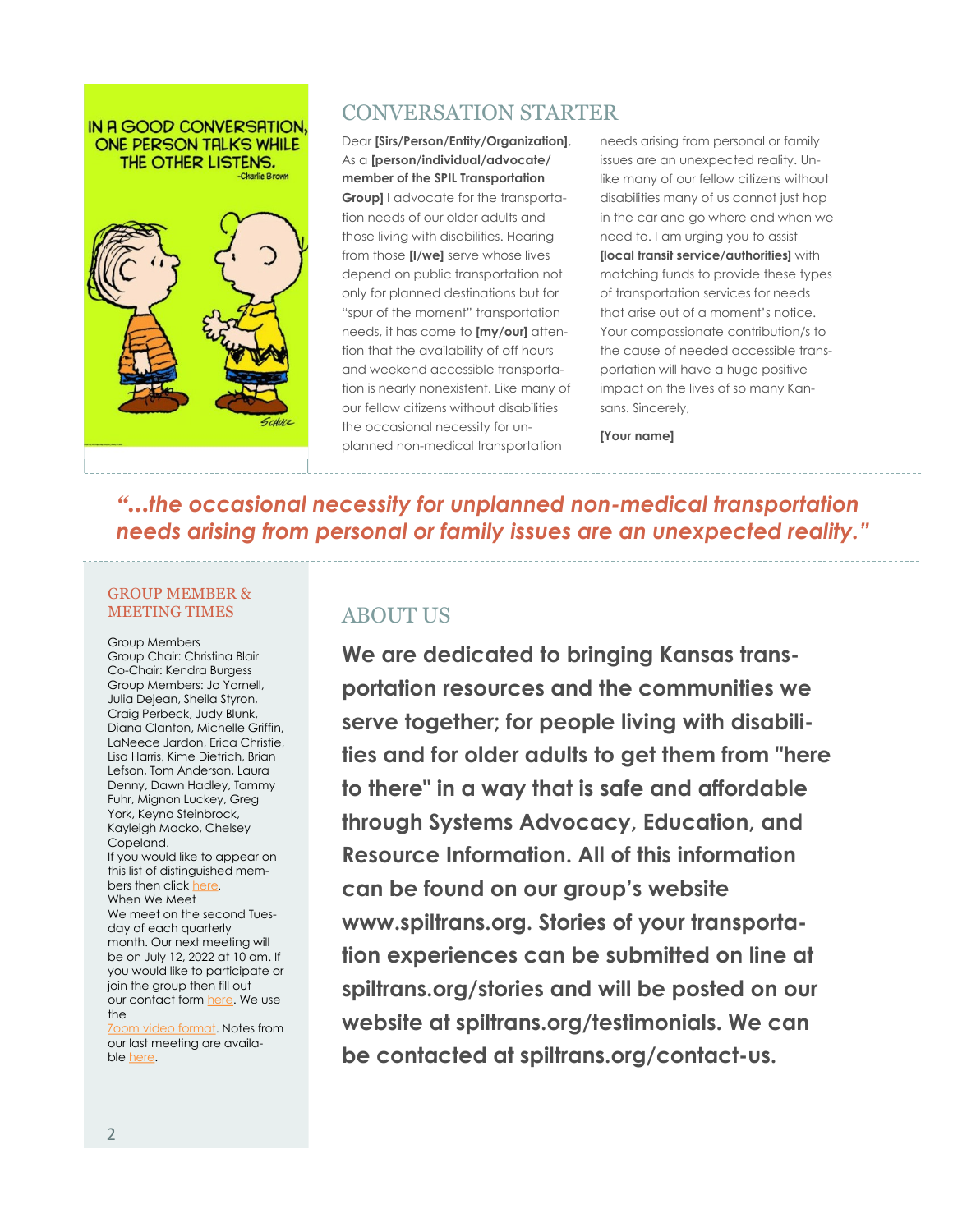## CONVERSATION STARTER

Dear **[Sirs/Person/Entity/Organization]**, As a **[person/individual/advocate/member of the SPIL Transportation Group]** I advocate for the transportation needs of our older adults and those living with disabilities. Hearing from those **[I/we]** serve whose lives depend on public transportation not only for planned destinations but for "spur of the moment" transportation needs, it has come to **[my/our]** attention that the availability of off hours and weekend accessible transportation is nearly nonexistent. Like many of our fellow citizens without disabilities the occasional necessity for unplanned non-medical transportation needs arising from personal or family issues are an unexpected reality. Unlike many of our fellow citizens without disabilities many of us cannot just hop in the car and go where and when we need to. I am urging you to assist **[local transit service/authorities]** with matching funds to provide these types of transportation services for needs that arise out of a moment's notice. Your compassionate contribution/s to the cause of needed accessible transportation will have a huge positive impact on the lives of so many Kansans. Sincerely,

**[Your name]**

***"...the occasional necessity for unplanned non-medical transportation needs arising from personal or family issues are an unexpected reality."***

### GROUP MEMBER & MEETING TIMES

Group Members
Group Chair: Christina Blair
Co-Chair: Kendra Burgess
Group Members: Jo Yarnell, Julia Dejean, Sheila Styron, Craig Perbeck, Judy Blunk, Diana Clanton, Michelle Griffin, LaNeece Jardon, Erica Christie, Lisa Harris, Kime Dietrich, Brian Lefson, Tom Anderson, Laura Denny, Dawn Hadley, Tammy Fuhr, Mignon Luckey, Greg York, Keyna Steinbrock, Kayleigh Macko, Chelsey Copeland.
If you would like to appear on this list of distinguished members then click here.
When We Meet
We meet on the second Tuesday of each quarterly month. Our next meeting will be on July 12, 2022 at 10 am. If you would like to participate or join the group then fill out our contact form here. We use the Zoom video format. Notes from our last meeting are available here.

## ABOUT US

**We are dedicated to bringing Kansas transportation resources and the communities we serve together; for people living with disabilities and for older adults to get them from "here to there" in a way that is safe and affordable through Systems Advocacy, Education, and Resource Information. All of this information can be found on our group's website www.spiltrans.org. Stories of your transportation experiences can be submitted on line at spiltrans.org/stories and will be posted on our website at spiltrans.org/testimonials. We can be contacted at spiltrans.org/contact-us.**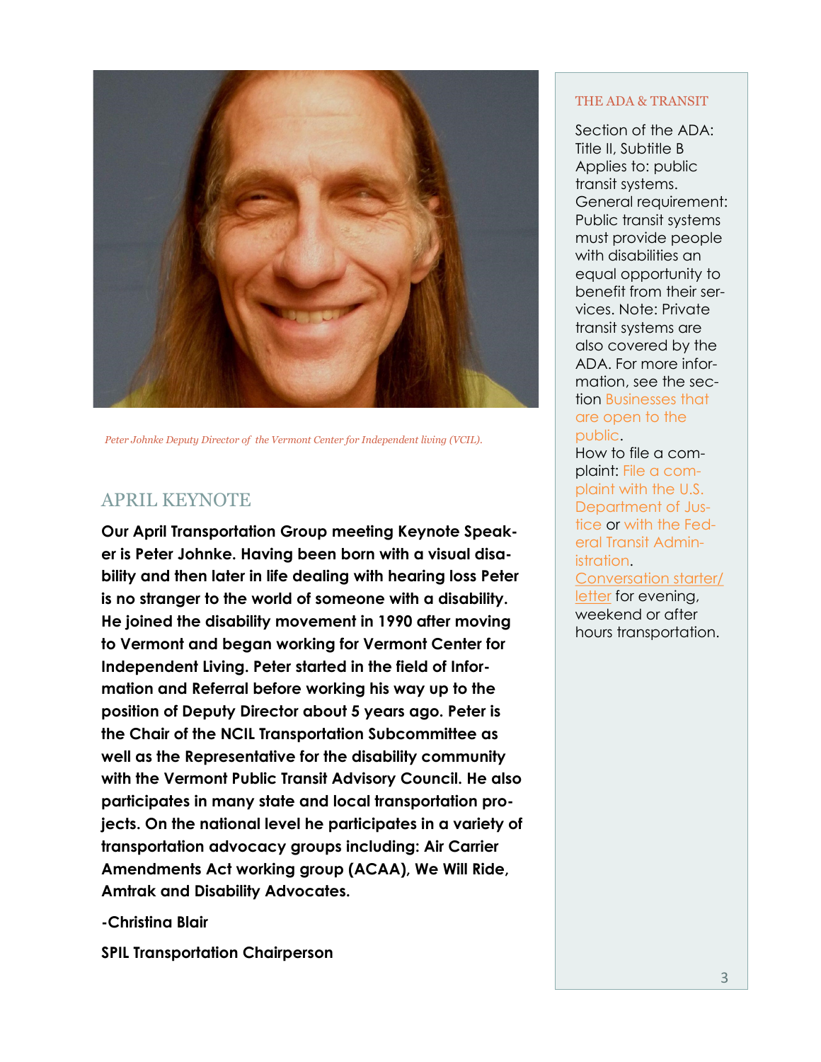*Peter Johnke Deputy Director of the Vermont Center for Independent living (VCIL).*

## APRIL KEYNOTE

**Our April Transportation Group meeting Keynote Speaker is Peter Johnke. Having been born with a visual disability and then later in life dealing with hearing loss Peter is no stranger to the world of someone with a disability. He joined the disability movement in 1990 after moving to Vermont and began working for Vermont Center for Independent Living. Peter started in the field of Information and Referral before working his way up to the position of Deputy Director about 5 years ago. Peter is the Chair of the NCIL Transportation Subcommittee as well as the Representative for the disability community with the Vermont Public Transit Advisory Council. He also participates in many state and local transportation projects. On the national level he participates in a variety of transportation advocacy groups including: Air Carrier Amendments Act working group (ACAA), We Will Ride, Amtrak and Disability Advocates.**

**-Christina Blair**

**SPIL Transportation Chairperson**

### THE ADA & TRANSIT

Section of the ADA: Title II, Subtitle B
Applies to: public transit systems.
General requirement: Public transit systems must provide people with disabilities an equal opportunity to benefit from their services. Note: Private transit systems are also covered by the ADA. For more information, see the section Businesses that are open to the public.
How to file a complaint: File a complaint with the U.S. Department of Justice or with the Federal Transit Administration.
Conversation starter/letter for evening, weekend or after hours transportation.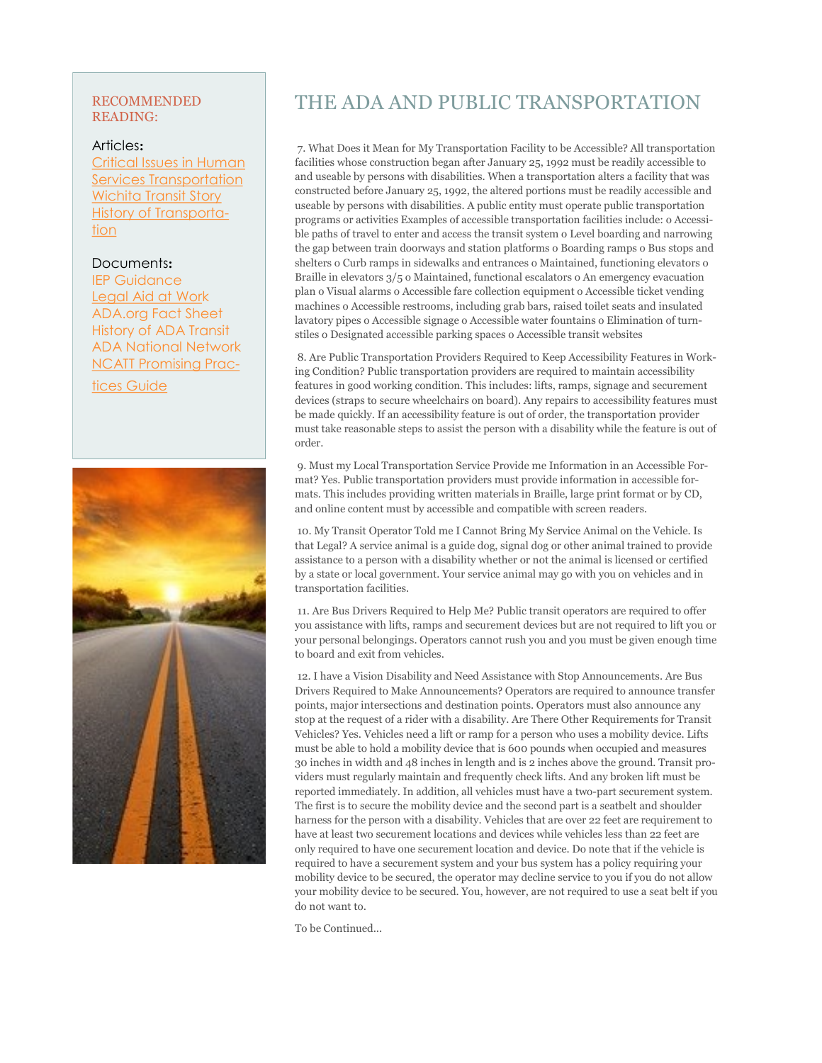# THE ADA AND PUBLIC TRANSPORTATION

7. What Does it Mean for My Transportation Facility to be Accessible? All transportation facilities whose construction began after January 25, 1992 must be readily accessible to and useable by persons with disabilities. When a transportation alters a facility that was constructed before January 25, 1992, the altered portions must be readily accessible and useable by persons with disabilities. A public entity must operate public transportation programs or activities Examples of accessible transportation facilities include: o Accessible paths of travel to enter and access the transit system o Level boarding and narrowing the gap between train doorways and station platforms o Boarding ramps o Bus stops and shelters o Curb ramps in sidewalks and entrances o Maintained, functioning elevators o Braille in elevators 3/5 o Maintained, functional escalators o An emergency evacuation plan o Visual alarms o Accessible fare collection equipment o Accessible ticket vending machines o Accessible restrooms, including grab bars, raised toilet seats and insulated lavatory pipes o Accessible signage o Accessible water fountains o Elimination of turnstiles o Designated accessible parking spaces o Accessible transit websites

8. Are Public Transportation Providers Required to Keep Accessibility Features in Working Condition? Public transportation providers are required to maintain accessibility features in good working condition. This includes: lifts, ramps, signage and securement devices (straps to secure wheelchairs on board). Any repairs to accessibility features must be made quickly. If an accessibility feature is out of order, the transportation provider must take reasonable steps to assist the person with a disability while the feature is out of order.

9. Must my Local Transportation Service Provide me Information in an Accessible Format? Yes. Public transportation providers must provide information in accessible formats. This includes providing written materials in Braille, large print format or by CD, and online content must by accessible and compatible with screen readers.

10. My Transit Operator Told me I Cannot Bring My Service Animal on the Vehicle. Is that Legal? A service animal is a guide dog, signal dog or other animal trained to provide assistance to a person with a disability whether or not the animal is licensed or certified by a state or local government. Your service animal may go with you on vehicles and in transportation facilities.

11. Are Bus Drivers Required to Help Me? Public transit operators are required to offer you assistance with lifts, ramps and securement devices but are not required to lift you or your personal belongings. Operators cannot rush you and you must be given enough time to board and exit from vehicles.

12. I have a Vision Disability and Need Assistance with Stop Announcements. Are Bus Drivers Required to Make Announcements? Operators are required to announce transfer points, major intersections and destination points. Operators must also announce any stop at the request of a rider with a disability. Are There Other Requirements for Transit Vehicles? Yes. Vehicles need a lift or ramp for a person who uses a mobility device. Lifts must be able to hold a mobility device that is 600 pounds when occupied and measures 30 inches in width and 48 inches in length and is 2 inches above the ground. Transit providers must regularly maintain and frequently check lifts. And any broken lift must be reported immediately. In addition, all vehicles must have a two-part securement system. The first is to secure the mobility device and the second part is a seatbelt and shoulder harness for the person with a disability. Vehicles that are over 22 feet are requirement to have at least two securement locations and devices while vehicles less than 22 feet are only required to have one securement location and device. Do note that if the vehicle is required to have a securement system and your bus system has a policy requiring your mobility device to be secured, the operator may decline service to you if you do not allow your mobility device to be secured. You, however, are not required to use a seat belt if you do not want to.

To be Continued...

## RECOMMENDED READING:

**Articles:**

Critical Issues in Human Services Transportation
Wichita Transit Story
History of Transportation

**Documents:**

IEP Guidance
Legal Aid at Work
ADA.org Fact Sheet
History of ADA Transit
ADA National Network
NCATT Promising Practices Guide